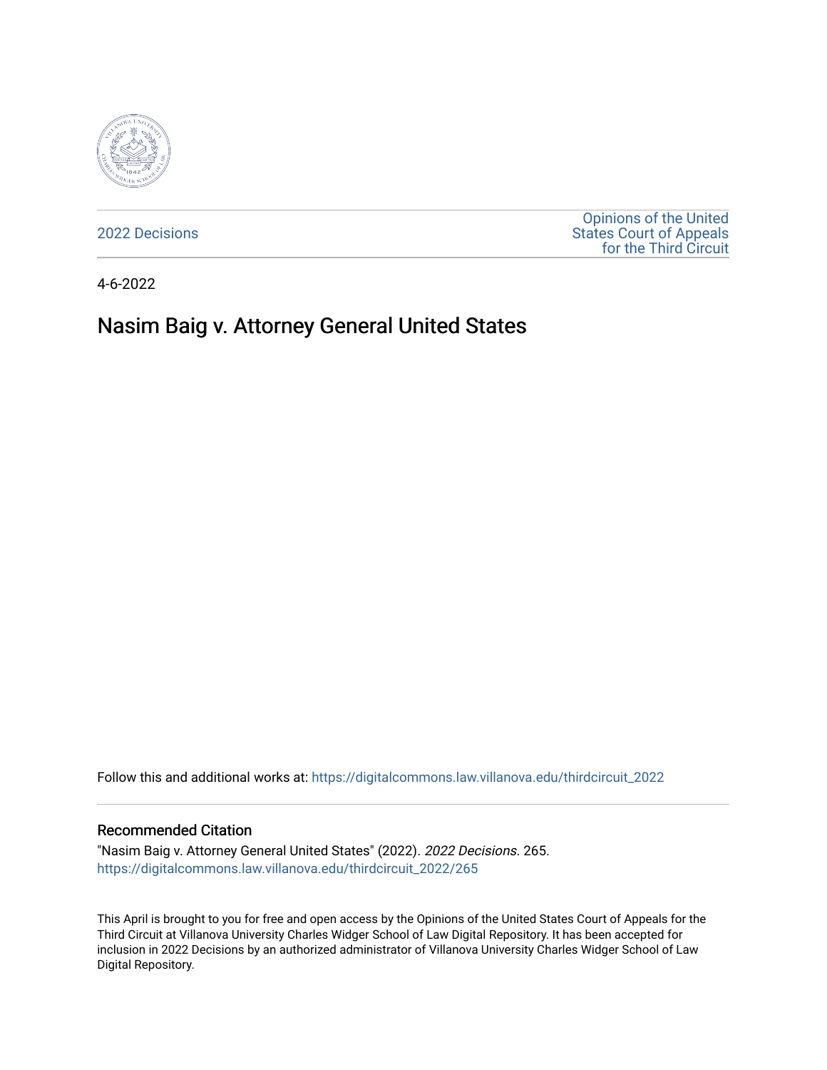2022 Decisions

Opinions of the United States Court of Appeals for the Third Circuit

4-6-2022

# Nasim Baig v. Attorney General United States

Follow this and additional works at: https://digitalcommons.law.villanova.edu/thirdcircuit_2022

### Recommended Citation

"Nasim Baig v. Attorney General United States" (2022). *2022 Decisions*. 265.
https://digitalcommons.law.villanova.edu/thirdcircuit_2022/265

This April is brought to you for free and open access by the Opinions of the United States Court of Appeals for the Third Circuit at Villanova University Charles Widger School of Law Digital Repository. It has been accepted for inclusion in 2022 Decisions by an authorized administrator of Villanova University Charles Widger School of Law Digital Repository.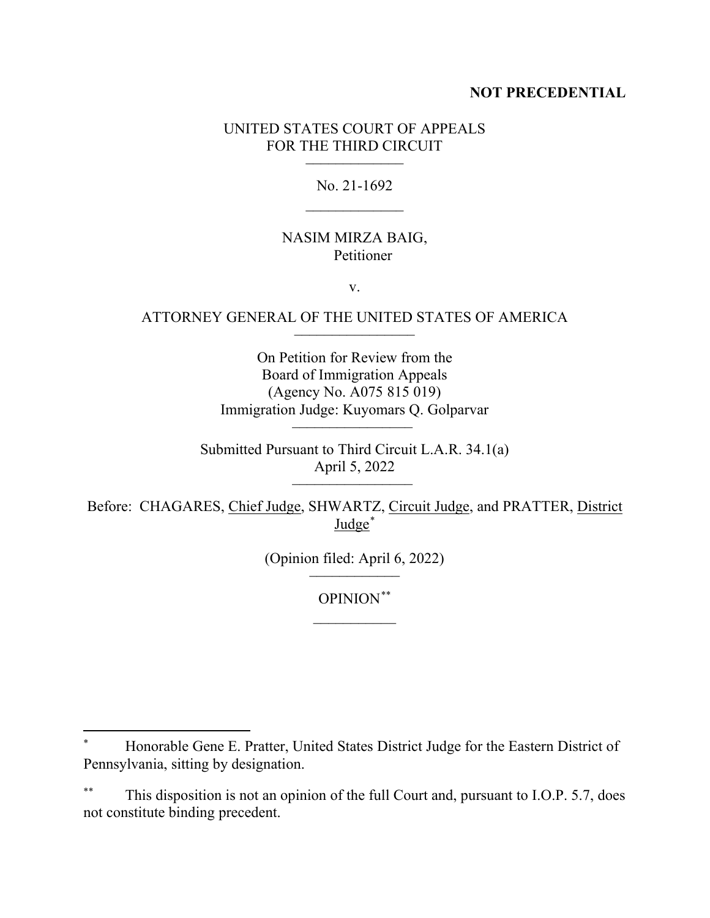**NOT PRECEDENTIAL**

UNITED STATES COURT OF APPEALS
FOR THE THIRD CIRCUIT

\_\_\_\_\_\_\_\_\_\_\_\_\_

No. 21-1692

\_\_\_\_\_\_\_\_\_\_\_\_\_

NASIM MIRZA BAIG,
Petitioner

v.

ATTORNEY GENERAL OF THE UNITED STATES OF AMERICA

\_\_\_\_\_\_\_\_\_\_\_\_\_\_\_\_

On Petition for Review from the
Board of Immigration Appeals
(Agency No. A075 815 019)
Immigration Judge: Kuyomars Q. Golparvar

\_\_\_\_\_\_\_\_\_\_\_\_\_\_\_\_

Submitted Pursuant to Third Circuit L.A.R. 34.1(a)
April 5, 2022

\_\_\_\_\_\_\_\_\_\_\_\_\_\_\_\_

Before: CHAGARES, Chief Judge, SHWARTZ, Circuit Judge, and PRATTER, District Judge[*]

(Opinion filed: April 6, 2022)

\_\_\_\_\_\_\_\_\_\_\_\_

OPINION[**]

\_\_\_\_\_\_\_\_\_\_\_

---

[*] Honorable Gene E. Pratter, United States District Judge for the Eastern District of Pennsylvania, sitting by designation.

[**] This disposition is not an opinion of the full Court and, pursuant to I.O.P. 5.7, does not constitute binding precedent.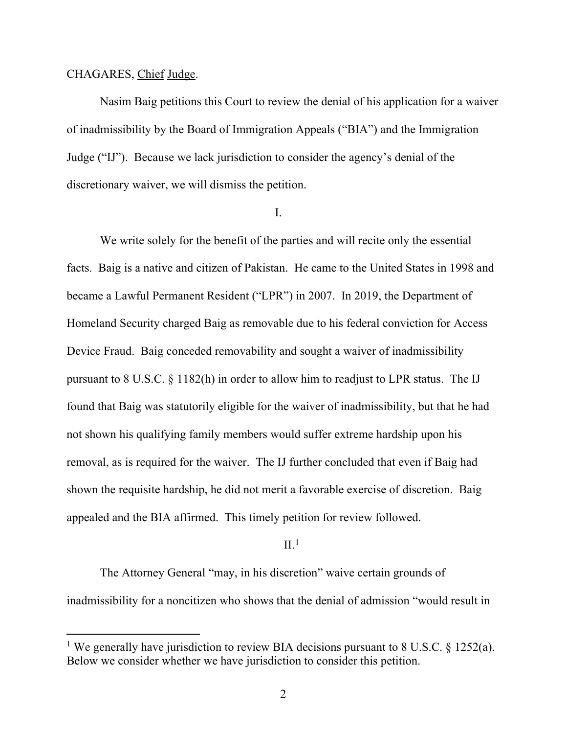CHAGARES, Chief Judge.

Nasim Baig petitions this Court to review the denial of his application for a waiver of inadmissibility by the Board of Immigration Appeals ("BIA") and the Immigration Judge ("IJ"). Because we lack jurisdiction to consider the agency's denial of the discretionary waiver, we will dismiss the petition.

I.

We write solely for the benefit of the parties and will recite only the essential facts. Baig is a native and citizen of Pakistan. He came to the United States in 1998 and became a Lawful Permanent Resident ("LPR") in 2007. In 2019, the Department of Homeland Security charged Baig as removable due to his federal conviction for Access Device Fraud. Baig conceded removability and sought a waiver of inadmissibility pursuant to 8 U.S.C. § 1182(h) in order to allow him to readjust to LPR status. The IJ found that Baig was statutorily eligible for the waiver of inadmissibility, but that he had not shown his qualifying family members would suffer extreme hardship upon his removal, as is required for the waiver. The IJ further concluded that even if Baig had shown the requisite hardship, he did not merit a favorable exercise of discretion. Baig appealed and the BIA affirmed. This timely petition for review followed.

II.[1]

The Attorney General "may, in his discretion" waive certain grounds of inadmissibility for a noncitizen who shows that the denial of admission "would result in

[1] We generally have jurisdiction to review BIA decisions pursuant to 8 U.S.C. § 1252(a). Below we consider whether we have jurisdiction to consider this petition.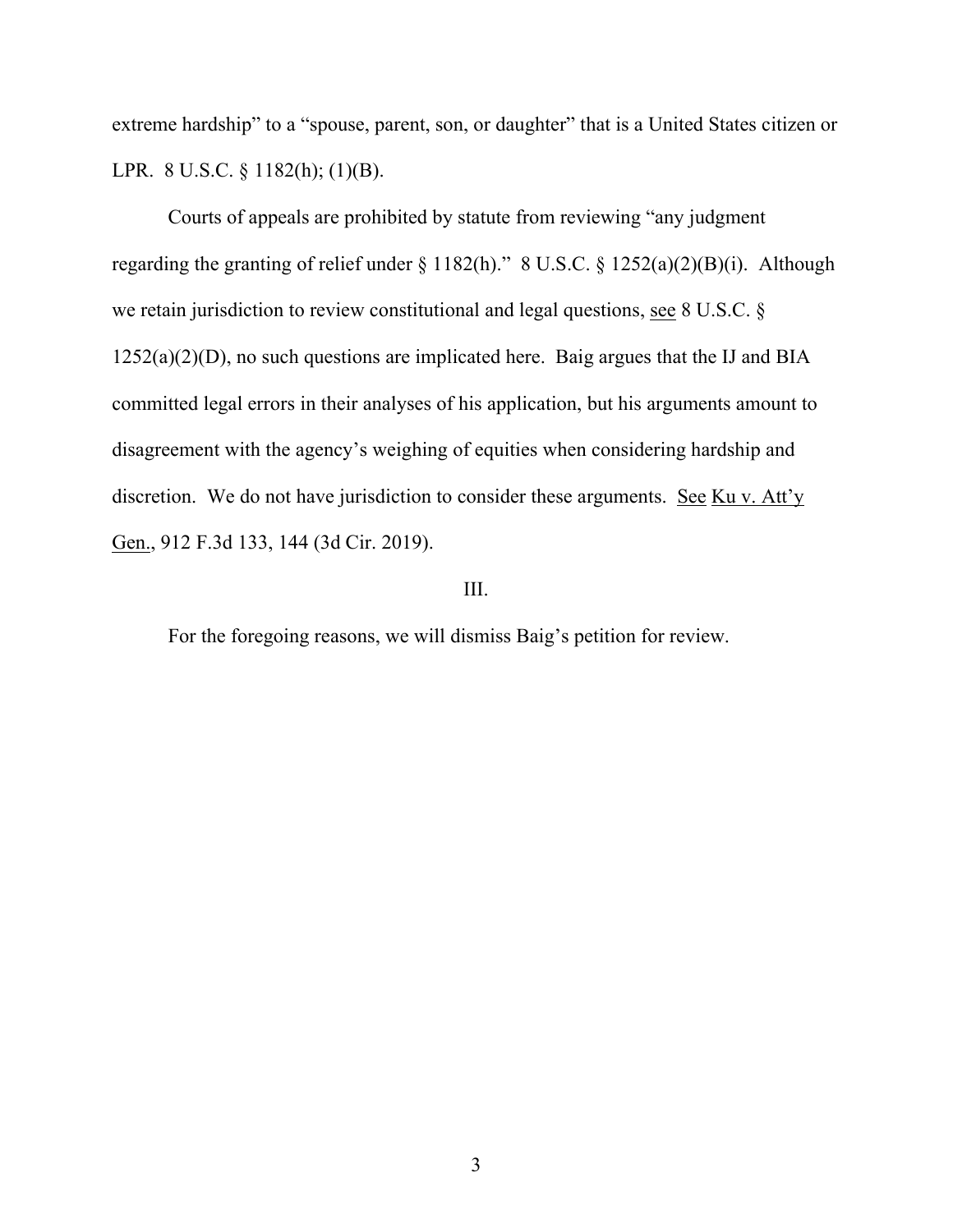extreme hardship" to a "spouse, parent, son, or daughter" that is a United States citizen or LPR. 8 U.S.C. § 1182(h); (1)(B).

Courts of appeals are prohibited by statute from reviewing "any judgment regarding the granting of relief under § 1182(h)." 8 U.S.C. § 1252(a)(2)(B)(i). Although we retain jurisdiction to review constitutional and legal questions, see 8 U.S.C. § 1252(a)(2)(D), no such questions are implicated here. Baig argues that the IJ and BIA committed legal errors in their analyses of his application, but his arguments amount to disagreement with the agency's weighing of equities when considering hardship and discretion. We do not have jurisdiction to consider these arguments. See Ku v. Att'y Gen., 912 F.3d 133, 144 (3d Cir. 2019).

III.

For the foregoing reasons, we will dismiss Baig's petition for review.